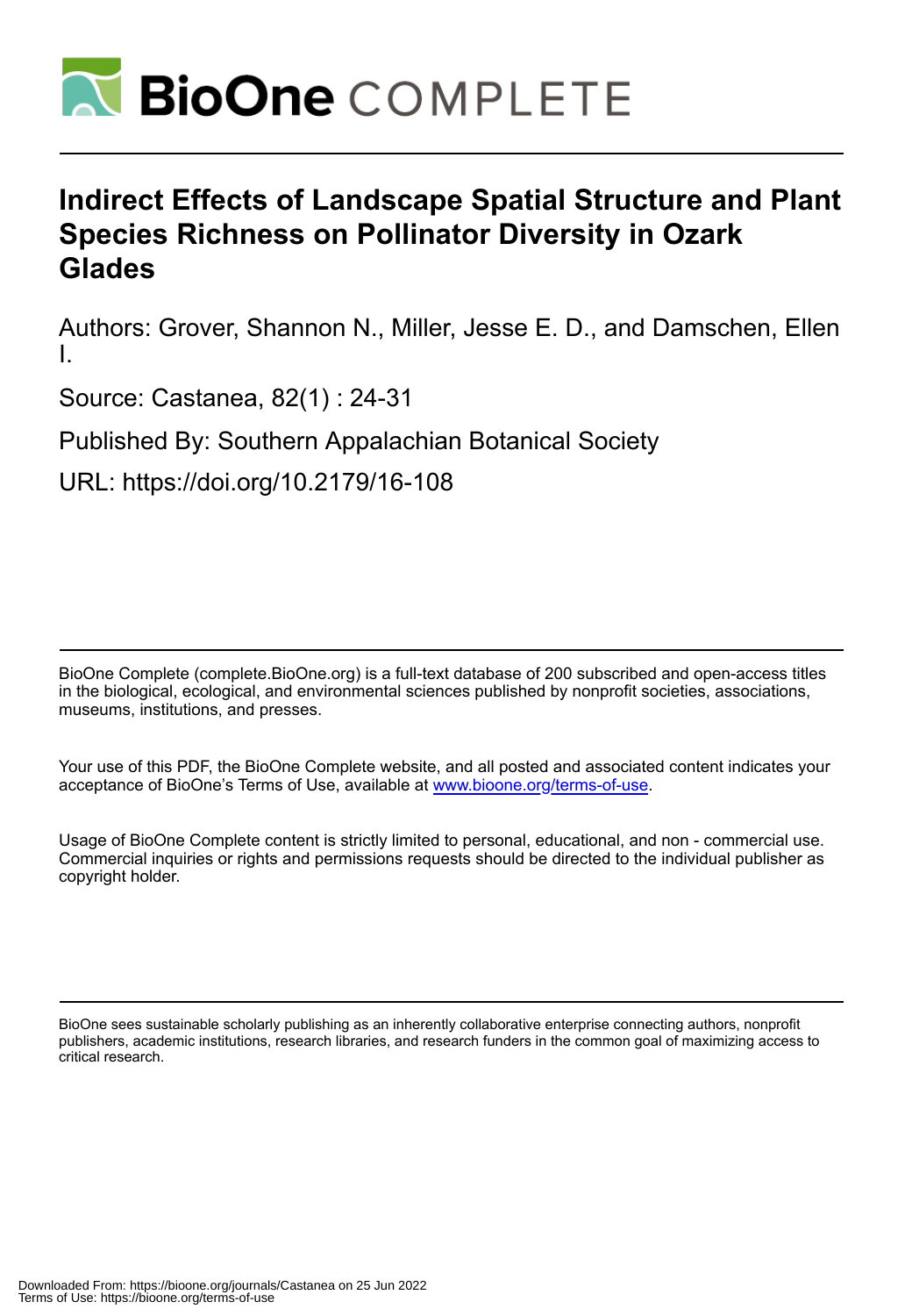# Indirect Effects of Landscape Spatial Structure and Plant Species Richness on Pollinator Diversity in Ozark Glades

Authors: Grover, Shannon N., Miller, Jesse E. D., and Damschen, Ellen I.

Source: Castanea, 82(1) : 24-31

Published By: Southern Appalachian Botanical Society

URL: https://doi.org/10.2179/16-108

BioOne Complete (complete.BioOne.org) is a full-text database of 200 subscribed and open-access titles in the biological, ecological, and environmental sciences published by nonprofit societies, associations, museums, institutions, and presses.

Your use of this PDF, the BioOne Complete website, and all posted and associated content indicates your acceptance of BioOne's Terms of Use, available at www.bioone.org/terms-of-use.

Usage of BioOne Complete content is strictly limited to personal, educational, and non - commercial use. Commercial inquiries or rights and permissions requests should be directed to the individual publisher as copyright holder.

BioOne sees sustainable scholarly publishing as an inherently collaborative enterprise connecting authors, nonprofit publishers, academic institutions, research libraries, and research funders in the common goal of maximizing access to critical research.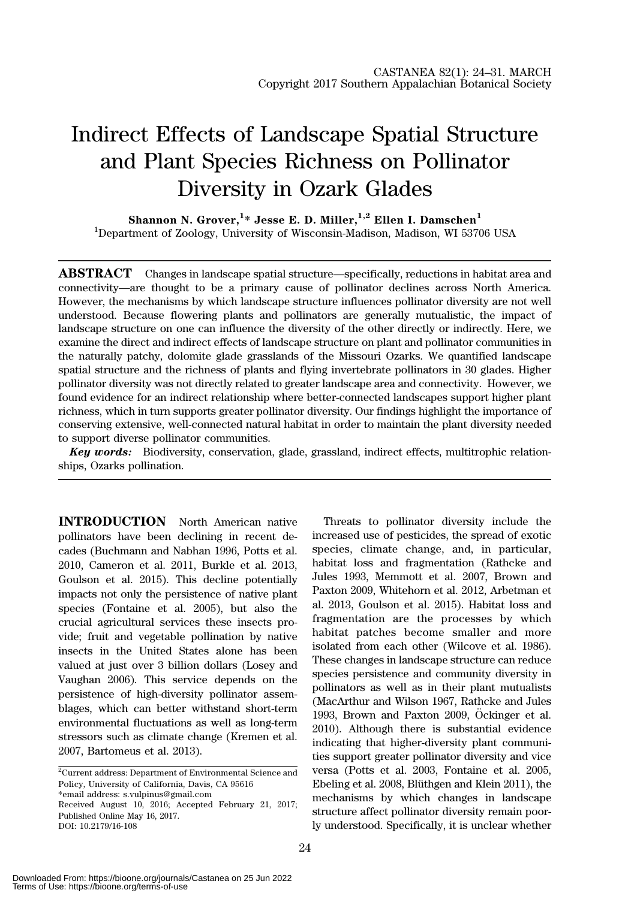# Indirect Effects of Landscape Spatial Structure and Plant Species Richness on Pollinator Diversity in Ozark Glades

**Shannon N. Grover,[1]* Jesse E. D. Miller,[1,2] Ellen I. Damschen[1]**

[1]Department of Zoology, University of Wisconsin-Madison, Madison, WI 53706 USA

---

**ABSTRACT** Changes in landscape spatial structure—specifically, reductions in habitat area and connectivity—are thought to be a primary cause of pollinator declines across North America. However, the mechanisms by which landscape structure influences pollinator diversity are not well understood. Because flowering plants and pollinators are generally mutualistic, the impact of landscape structure on one can influence the diversity of the other directly or indirectly. Here, we examine the direct and indirect effects of landscape structure on plant and pollinator communities in the naturally patchy, dolomite glade grasslands of the Missouri Ozarks. We quantified landscape spatial structure and the richness of plants and flying invertebrate pollinators in 30 glades. Higher pollinator diversity was not directly related to greater landscape area and connectivity. However, we found evidence for an indirect relationship where better-connected landscapes support higher plant richness, which in turn supports greater pollinator diversity. Our findings highlight the importance of conserving extensive, well-connected natural habitat in order to maintain the plant diversity needed to support diverse pollinator communities.

***Key words:*** Biodiversity, conservation, glade, grassland, indirect effects, multitrophic relationships, Ozarks pollination.

---

**INTRODUCTION** North American native pollinators have been declining in recent decades (Buchmann and Nabhan 1996, Potts et al. 2010, Cameron et al. 2011, Burkle et al. 2013, Goulson et al. 2015). This decline potentially impacts not only the persistence of native plant species (Fontaine et al. 2005), but also the crucial agricultural services these insects provide; fruit and vegetable pollination by native insects in the United States alone has been valued at just over 3 billion dollars (Losey and Vaughan 2006). This service depends on the persistence of high-diversity pollinator assemblages, which can better withstand short-term environmental fluctuations as well as long-term stressors such as climate change (Kremen et al. 2007, Bartomeus et al. 2013).

Threats to pollinator diversity include the increased use of pesticides, the spread of exotic species, climate change, and, in particular, habitat loss and fragmentation (Rathcke and Jules 1993, Memmott et al. 2007, Brown and Paxton 2009, Whitehorn et al. 2012, Arbetman et al. 2013, Goulson et al. 2015). Habitat loss and fragmentation are the processes by which habitat patches become smaller and more isolated from each other (Wilcove et al. 1986). These changes in landscape structure can reduce species persistence and community diversity in pollinators as well as in their plant mutualists (MacArthur and Wilson 1967, Rathcke and Jules 1993, Brown and Paxton 2009, Öckinger et al. 2010). Although there is substantial evidence indicating that higher-diversity plant communities support greater pollinator diversity and vice versa (Potts et al. 2003, Fontaine et al. 2005, Ebeling et al. 2008, Blüthgen and Klein 2011), the mechanisms by which changes in landscape structure affect pollinator diversity remain poorly understood. Specifically, it is unclear whether

---

[2]Current address: Department of Environmental Science and Policy, University of California, Davis, CA 95616

*email address: s.vulpinus@gmail.com

Received August 10, 2016; Accepted February 21, 2017; Published Online May 16, 2017.

DOI: 10.2179/16-108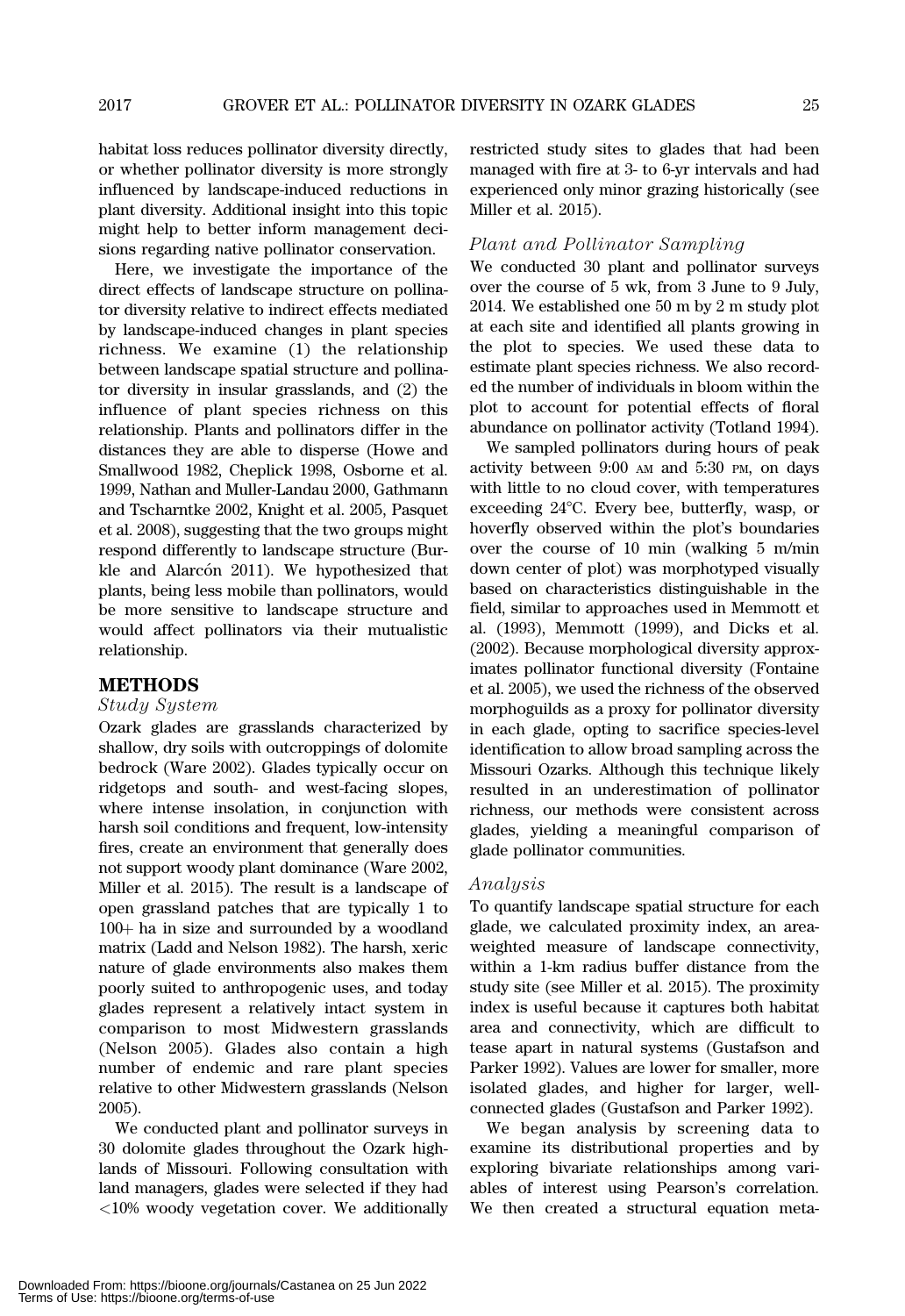habitat loss reduces pollinator diversity directly, or whether pollinator diversity is more strongly influenced by landscape-induced reductions in plant diversity. Additional insight into this topic might help to better inform management decisions regarding native pollinator conservation.

Here, we investigate the importance of the direct effects of landscape structure on pollinator diversity relative to indirect effects mediated by landscape-induced changes in plant species richness. We examine (1) the relationship between landscape spatial structure and pollinator diversity in insular grasslands, and (2) the influence of plant species richness on this relationship. Plants and pollinators differ in the distances they are able to disperse (Howe and Smallwood 1982, Cheplick 1998, Osborne et al. 1999, Nathan and Muller-Landau 2000, Gathmann and Tscharntke 2002, Knight et al. 2005, Pasquet et al. 2008), suggesting that the two groups might respond differently to landscape structure (Burkle and Alarcón 2011). We hypothesized that plants, being less mobile than pollinators, would be more sensitive to landscape structure and would affect pollinators via their mutualistic relationship.

## METHODS

### *Study System*

Ozark glades are grasslands characterized by shallow, dry soils with outcroppings of dolomite bedrock (Ware 2002). Glades typically occur on ridgetops and south- and west-facing slopes, where intense insolation, in conjunction with harsh soil conditions and frequent, low-intensity fires, create an environment that generally does not support woody plant dominance (Ware 2002, Miller et al. 2015). The result is a landscape of open grassland patches that are typically 1 to 100+ ha in size and surrounded by a woodland matrix (Ladd and Nelson 1982). The harsh, xeric nature of glade environments also makes them poorly suited to anthropogenic uses, and today glades represent a relatively intact system in comparison to most Midwestern grasslands (Nelson 2005). Glades also contain a high number of endemic and rare plant species relative to other Midwestern grasslands (Nelson 2005).

We conducted plant and pollinator surveys in 30 dolomite glades throughout the Ozark highlands of Missouri. Following consultation with land managers, glades were selected if they had <10% woody vegetation cover. We additionally restricted study sites to glades that had been managed with fire at 3- to 6-yr intervals and had experienced only minor grazing historically (see Miller et al. 2015).

### *Plant and Pollinator Sampling*

We conducted 30 plant and pollinator surveys over the course of 5 wk, from 3 June to 9 July, 2014. We established one 50 m by 2 m study plot at each site and identified all plants growing in the plot to species. We used these data to estimate plant species richness. We also recorded the number of individuals in bloom within the plot to account for potential effects of floral abundance on pollinator activity (Totland 1994).

We sampled pollinators during hours of peak activity between 9:00 AM and 5:30 PM, on days with little to no cloud cover, with temperatures exceeding 24°C. Every bee, butterfly, wasp, or hoverfly observed within the plot's boundaries over the course of 10 min (walking 5 m/min down center of plot) was morphotyped visually based on characteristics distinguishable in the field, similar to approaches used in Memmott et al. (1993), Memmott (1999), and Dicks et al. (2002). Because morphological diversity approximates pollinator functional diversity (Fontaine et al. 2005), we used the richness of the observed morphoguilds as a proxy for pollinator diversity in each glade, opting to sacrifice species-level identification to allow broad sampling across the Missouri Ozarks. Although this technique likely resulted in an underestimation of pollinator richness, our methods were consistent across glades, yielding a meaningful comparison of glade pollinator communities.

### *Analysis*

To quantify landscape spatial structure for each glade, we calculated proximity index, an area-weighted measure of landscape connectivity, within a 1-km radius buffer distance from the study site (see Miller et al. 2015). The proximity index is useful because it captures both habitat area and connectivity, which are difficult to tease apart in natural systems (Gustafson and Parker 1992). Values are lower for smaller, more isolated glades, and higher for larger, well-connected glades (Gustafson and Parker 1992).

We began analysis by screening data to examine its distributional properties and by exploring bivariate relationships among variables of interest using Pearson's correlation. We then created a structural equation meta-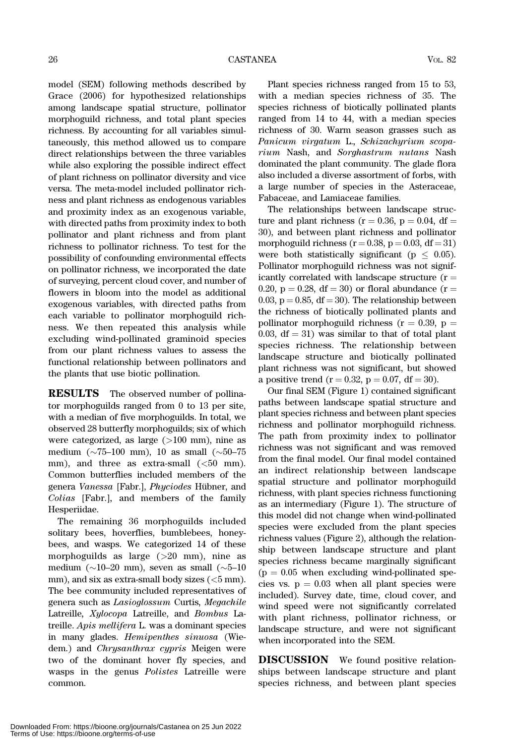model (SEM) following methods described by Grace (2006) for hypothesized relationships among landscape spatial structure, pollinator morphoguild richness, and total plant species richness. By accounting for all variables simultaneously, this method allowed us to compare direct relationships between the three variables while also exploring the possible indirect effect of plant richness on pollinator diversity and vice versa. The meta-model included pollinator richness and plant richness as endogenous variables and proximity index as an exogenous variable, with directed paths from proximity index to both pollinator and plant richness and from plant richness to pollinator richness. To test for the possibility of confounding environmental effects on pollinator richness, we incorporated the date of surveying, percent cloud cover, and number of flowers in bloom into the model as additional exogenous variables, with directed paths from each variable to pollinator morphoguild richness. We then repeated this analysis while excluding wind-pollinated graminoid species from our plant richness values to assess the functional relationship between pollinators and the plants that use biotic pollination.

**RESULTS** The observed number of pollinator morphoguilds ranged from 0 to 13 per site, with a median of five morphoguilds. In total, we observed 28 butterfly morphoguilds; six of which were categorized, as large (>100 mm), nine as medium (~75–100 mm), 10 as small (~50–75 mm), and three as extra-small (<50 mm). Common butterflies included members of the genera *Vanessa* [Fabr.], *Phyciodes* Hübner, and *Colias* [Fabr.], and members of the family Hesperiidae.

The remaining 36 morphoguilds included solitary bees, hoverflies, bumblebees, honeybees, and wasps. We categorized 14 of these morphoguilds as large (>20 mm), nine as medium (~10–20 mm), seven as small (~5–10 mm), and six as extra-small body sizes (<5 mm). The bee community included representatives of genera such as *Lasioglossum* Curtis, *Megachile* Latreille, *Xylocopa* Latreille, and *Bombus* Latreille. *Apis mellifera* L. was a dominant species in many glades. *Hemipenthes sinuosa* (Wiedem.) and *Chrysanthrax cypris* Meigen were two of the dominant hover fly species, and wasps in the genus *Polistes* Latreille were common.

Plant species richness ranged from 15 to 53, with a median species richness of 35. The species richness of biotically pollinated plants ranged from 14 to 44, with a median species richness of 30. Warm season grasses such as *Panicum virgatum* L., *Schizachyrium scoparium* Nash, and *Sorghastrum nutans* Nash dominated the plant community. The glade flora also included a diverse assortment of forbs, with a large number of species in the Asteraceae, Fabaceae, and Lamiaceae families.

The relationships between landscape structure and plant richness ($r = 0.36$, $p = 0.04$, $df = 30$), and between plant richness and pollinator morphoguild richness ($r = 0.38$, $p = 0.03$, $df = 31$) were both statistically significant ($p \leq 0.05$). Pollinator morphoguild richness was not significantly correlated with landscape structure ($r = 0.20$, $p = 0.28$, $df = 30$) or floral abundance ($r = 0.03$, $p = 0.85$, $df = 30$). The relationship between the richness of biotically pollinated plants and pollinator morphoguild richness ($r = 0.39$, $p = 0.03$, $df = 31$) was similar to that of total plant species richness. The relationship between landscape structure and biotically pollinated plant richness was not significant, but showed a positive trend ($r = 0.32$, $p = 0.07$, $df = 30$).

Our final SEM (Figure 1) contained significant paths between landscape spatial structure and plant species richness and between plant species richness and pollinator morphoguild richness. The path from proximity index to pollinator richness was not significant and was removed from the final model. Our final model contained an indirect relationship between landscape spatial structure and pollinator morphoguild richness, with plant species richness functioning as an intermediary (Figure 1). The structure of this model did not change when wind-pollinated species were excluded from the plant species richness values (Figure 2), although the relationship between landscape structure and plant species richness became marginally significant ($p = 0.05$ when excluding wind-pollinated species vs. $p = 0.03$ when all plant species were included). Survey date, time, cloud cover, and wind speed were not significantly correlated with plant richness, pollinator richness, or landscape structure, and were not significant when incorporated into the SEM.

**DISCUSSION** We found positive relationships between landscape structure and plant species richness, and between plant species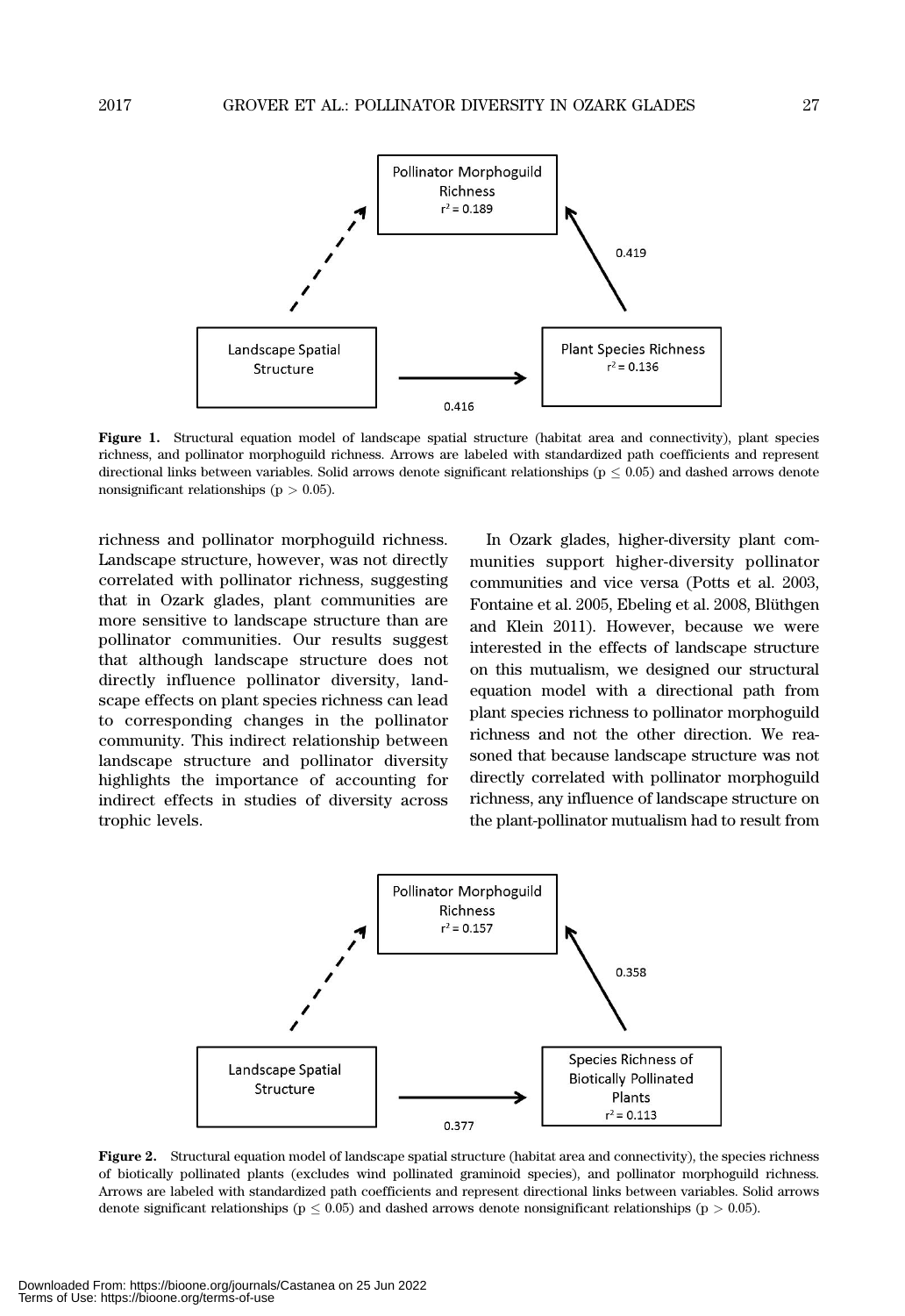**Figure 1.** Structural equation model of landscape spatial structure (habitat area and connectivity), plant species richness, and pollinator morphoguild richness. Arrows are labeled with standardized path coefficients and represent directional links between variables. Solid arrows denote significant relationships ($p \leq 0.05$) and dashed arrows denote nonsignificant relationships ($p > 0.05$).

richness and pollinator morphoguild richness. Landscape structure, however, was not directly correlated with pollinator richness, suggesting that in Ozark glades, plant communities are more sensitive to landscape structure than are pollinator communities. Our results suggest that although landscape structure does not directly influence pollinator diversity, landscape effects on plant species richness can lead to corresponding changes in the pollinator community. This indirect relationship between landscape structure and pollinator diversity highlights the importance of accounting for indirect effects in studies of diversity across trophic levels.

In Ozark glades, higher-diversity plant communities support higher-diversity pollinator communities and vice versa (Potts et al. 2003, Fontaine et al. 2005, Ebeling et al. 2008, Blüthgen and Klein 2011). However, because we were interested in the effects of landscape structure on this mutualism, we designed our structural equation model with a directional path from plant species richness to pollinator morphoguild richness and not the other direction. We reasoned that because landscape structure was not directly correlated with pollinator morphoguild richness, any influence of landscape structure on the plant-pollinator mutualism had to result from

**Figure 2.** Structural equation model of landscape spatial structure (habitat area and connectivity), the species richness of biotically pollinated plants (excludes wind pollinated graminoid species), and pollinator morphoguild richness. Arrows are labeled with standardized path coefficients and represent directional links between variables. Solid arrows denote significant relationships ($p \leq 0.05$) and dashed arrows denote nonsignificant relationships ($p > 0.05$).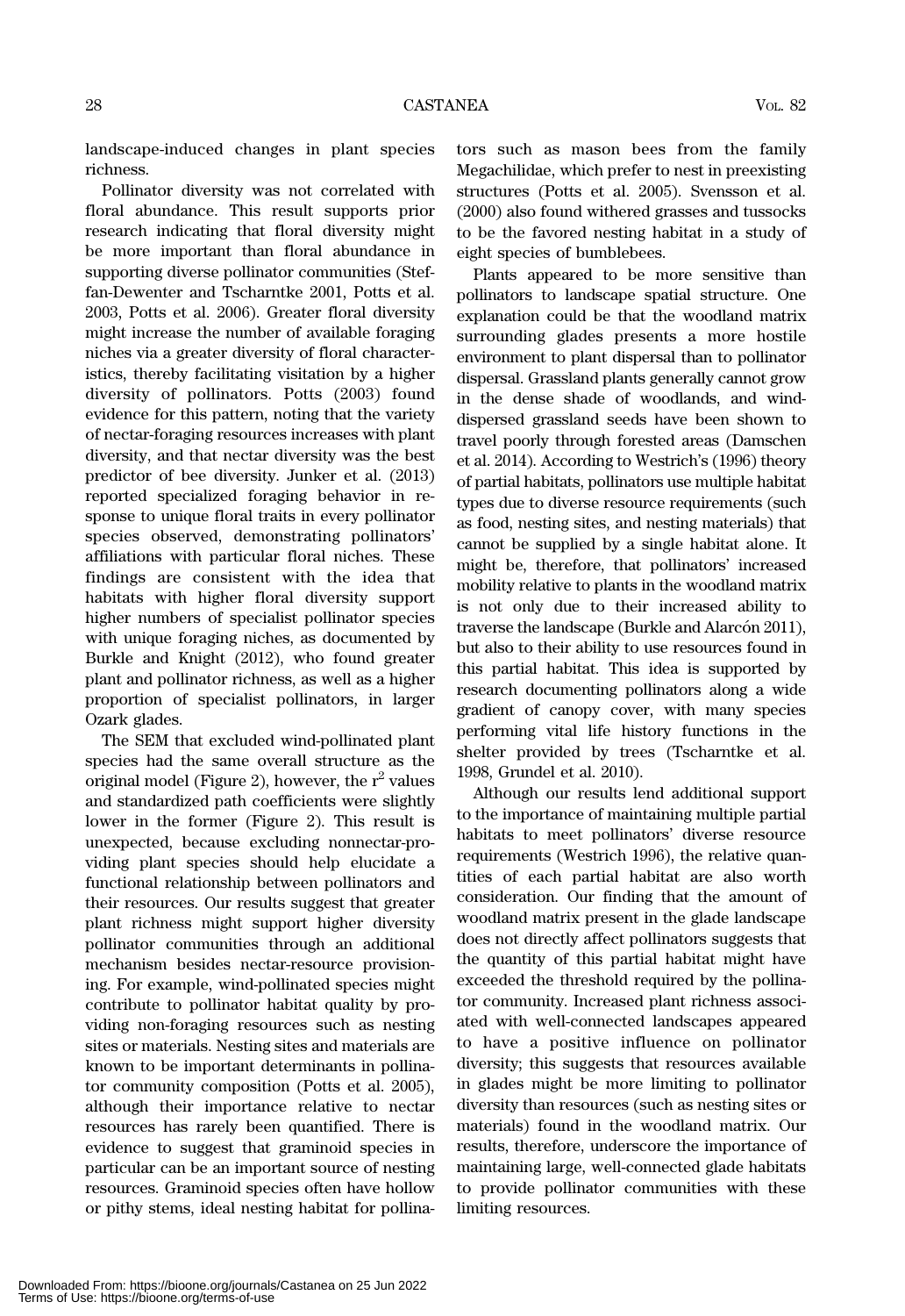landscape-induced changes in plant species richness.

Pollinator diversity was not correlated with floral abundance. This result supports prior research indicating that floral diversity might be more important than floral abundance in supporting diverse pollinator communities (Steffan-Dewenter and Tscharntke 2001, Potts et al. 2003, Potts et al. 2006). Greater floral diversity might increase the number of available foraging niches via a greater diversity of floral characteristics, thereby facilitating visitation by a higher diversity of pollinators. Potts (2003) found evidence for this pattern, noting that the variety of nectar-foraging resources increases with plant diversity, and that nectar diversity was the best predictor of bee diversity. Junker et al. (2013) reported specialized foraging behavior in response to unique floral traits in every pollinator species observed, demonstrating pollinators' affiliations with particular floral niches. These findings are consistent with the idea that habitats with higher floral diversity support higher numbers of specialist pollinator species with unique foraging niches, as documented by Burkle and Knight (2012), who found greater plant and pollinator richness, as well as a higher proportion of specialist pollinators, in larger Ozark glades.

The SEM that excluded wind-pollinated plant species had the same overall structure as the original model (Figure 2), however, the $r^2$ values and standardized path coefficients were slightly lower in the former (Figure 2). This result is unexpected, because excluding nonnectar-providing plant species should help elucidate a functional relationship between pollinators and their resources. Our results suggest that greater plant richness might support higher diversity pollinator communities through an additional mechanism besides nectar-resource provisioning. For example, wind-pollinated species might contribute to pollinator habitat quality by providing non-foraging resources such as nesting sites or materials. Nesting sites and materials are known to be important determinants in pollinator community composition (Potts et al. 2005), although their importance relative to nectar resources has rarely been quantified. There is evidence to suggest that graminoid species in particular can be an important source of nesting resources. Graminoid species often have hollow or pithy stems, ideal nesting habitat for pollinators such as mason bees from the family Megachilidae, which prefer to nest in preexisting structures (Potts et al. 2005). Svensson et al. (2000) also found withered grasses and tussocks to be the favored nesting habitat in a study of eight species of bumblebees.

Plants appeared to be more sensitive than pollinators to landscape spatial structure. One explanation could be that the woodland matrix surrounding glades presents a more hostile environment to plant dispersal than to pollinator dispersal. Grassland plants generally cannot grow in the dense shade of woodlands, and wind-dispersed grassland seeds have been shown to travel poorly through forested areas (Damschen et al. 2014). According to Westrich's (1996) theory of partial habitats, pollinators use multiple habitat types due to diverse resource requirements (such as food, nesting sites, and nesting materials) that cannot be supplied by a single habitat alone. It might be, therefore, that pollinators' increased mobility relative to plants in the woodland matrix is not only due to their increased ability to traverse the landscape (Burkle and Alarcón 2011), but also to their ability to use resources found in this partial habitat. This idea is supported by research documenting pollinators along a wide gradient of canopy cover, with many species performing vital life history functions in the shelter provided by trees (Tscharntke et al. 1998, Grundel et al. 2010).

Although our results lend additional support to the importance of maintaining multiple partial habitats to meet pollinators' diverse resource requirements (Westrich 1996), the relative quantities of each partial habitat are also worth consideration. Our finding that the amount of woodland matrix present in the glade landscape does not directly affect pollinators suggests that the quantity of this partial habitat might have exceeded the threshold required by the pollinator community. Increased plant richness associated with well-connected landscapes appeared to have a positive influence on pollinator diversity; this suggests that resources available in glades might be more limiting to pollinator diversity than resources (such as nesting sites or materials) found in the woodland matrix. Our results, therefore, underscore the importance of maintaining large, well-connected glade habitats to provide pollinator communities with these limiting resources.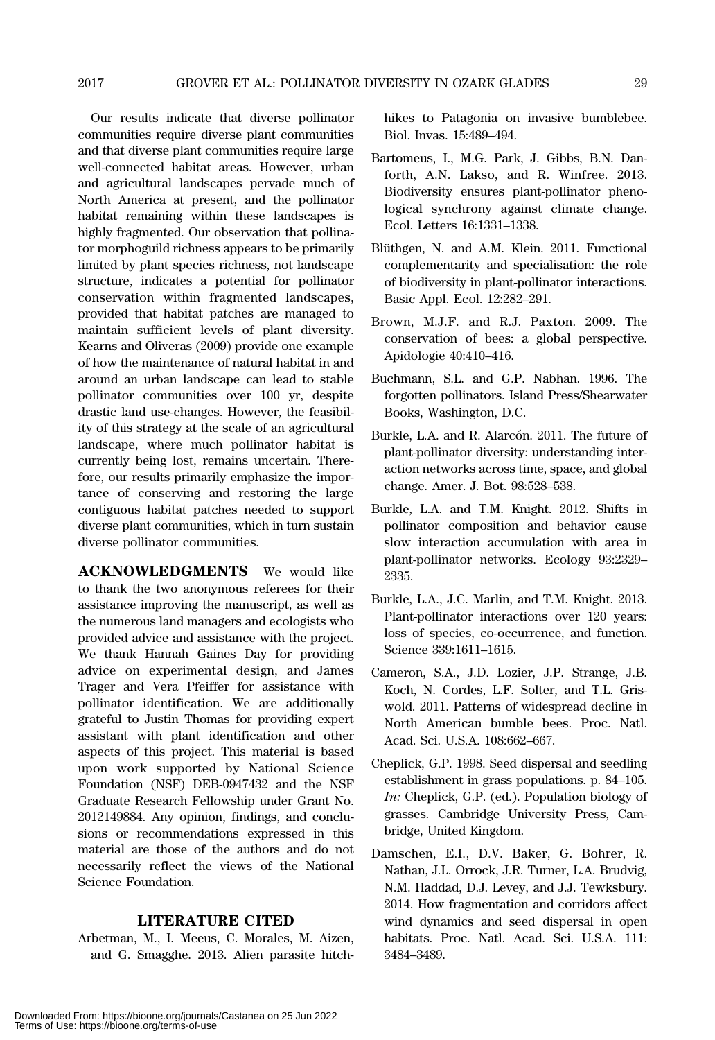Our results indicate that diverse pollinator communities require diverse plant communities and that diverse plant communities require large well-connected habitat areas. However, urban and agricultural landscapes pervade much of North America at present, and the pollinator habitat remaining within these landscapes is highly fragmented. Our observation that pollinator morphoguild richness appears to be primarily limited by plant species richness, not landscape structure, indicates a potential for pollinator conservation within fragmented landscapes, provided that habitat patches are managed to maintain sufficient levels of plant diversity. Kearns and Oliveras (2009) provide one example of how the maintenance of natural habitat in and around an urban landscape can lead to stable pollinator communities over 100 yr, despite drastic land use-changes. However, the feasibility of this strategy at the scale of an agricultural landscape, where much pollinator habitat is currently being lost, remains uncertain. Therefore, our results primarily emphasize the importance of conserving and restoring the large contiguous habitat patches needed to support diverse plant communities, which in turn sustain diverse pollinator communities.

**ACKNOWLEDGMENTS** We would like to thank the two anonymous referees for their assistance improving the manuscript, as well as the numerous land managers and ecologists who provided advice and assistance with the project. We thank Hannah Gaines Day for providing advice on experimental design, and James Trager and Vera Pfeiffer for assistance with pollinator identification. We are additionally grateful to Justin Thomas for providing expert assistant with plant identification and other aspects of this project. This material is based upon work supported by National Science Foundation (NSF) DEB-0947432 and the NSF Graduate Research Fellowship under Grant No. 2012149884. Any opinion, findings, and conclusions or recommendations expressed in this material are those of the authors and do not necessarily reflect the views of the National Science Foundation.

## LITERATURE CITED

Arbetman, M., I. Meeus, C. Morales, M. Aizen, and G. Smagghe. 2013. Alien parasite hitchhikes to Patagonia on invasive bumblebee. Biol. Invas. 15:489–494.

Bartomeus, I., M.G. Park, J. Gibbs, B.N. Danforth, A.N. Lakso, and R. Winfree. 2013. Biodiversity ensures plant-pollinator phenological synchrony against climate change. Ecol. Letters 16:1331–1338.

Blüthgen, N. and A.M. Klein. 2011. Functional complementarity and specialisation: the role of biodiversity in plant-pollinator interactions. Basic Appl. Ecol. 12:282–291.

Brown, M.J.F. and R.J. Paxton. 2009. The conservation of bees: a global perspective. Apidologie 40:410–416.

Buchmann, S.L. and G.P. Nabhan. 1996. The forgotten pollinators. Island Press/Shearwater Books, Washington, D.C.

Burkle, L.A. and R. Alarcón. 2011. The future of plant-pollinator diversity: understanding interaction networks across time, space, and global change. Amer. J. Bot. 98:528–538.

Burkle, L.A. and T.M. Knight. 2012. Shifts in pollinator composition and behavior cause slow interaction accumulation with area in plant-pollinator networks. Ecology 93:2329–2335.

Burkle, L.A., J.C. Marlin, and T.M. Knight. 2013. Plant-pollinator interactions over 120 years: loss of species, co-occurrence, and function. Science 339:1611–1615.

Cameron, S.A., J.D. Lozier, J.P. Strange, J.B. Koch, N. Cordes, L.F. Solter, and T.L. Griswold. 2011. Patterns of widespread decline in North American bumble bees. Proc. Natl. Acad. Sci. U.S.A. 108:662–667.

Cheplick, G.P. 1998. Seed dispersal and seedling establishment in grass populations. p. 84–105. *In:* Cheplick, G.P. (ed.). Population biology of grasses. Cambridge University Press, Cambridge, United Kingdom.

Damschen, E.I., D.V. Baker, G. Bohrer, R. Nathan, J.L. Orrock, J.R. Turner, L.A. Brudvig, N.M. Haddad, D.J. Levey, and J.J. Tewksbury. 2014. How fragmentation and corridors affect wind dynamics and seed dispersal in open habitats. Proc. Natl. Acad. Sci. U.S.A. 111: 3484–3489.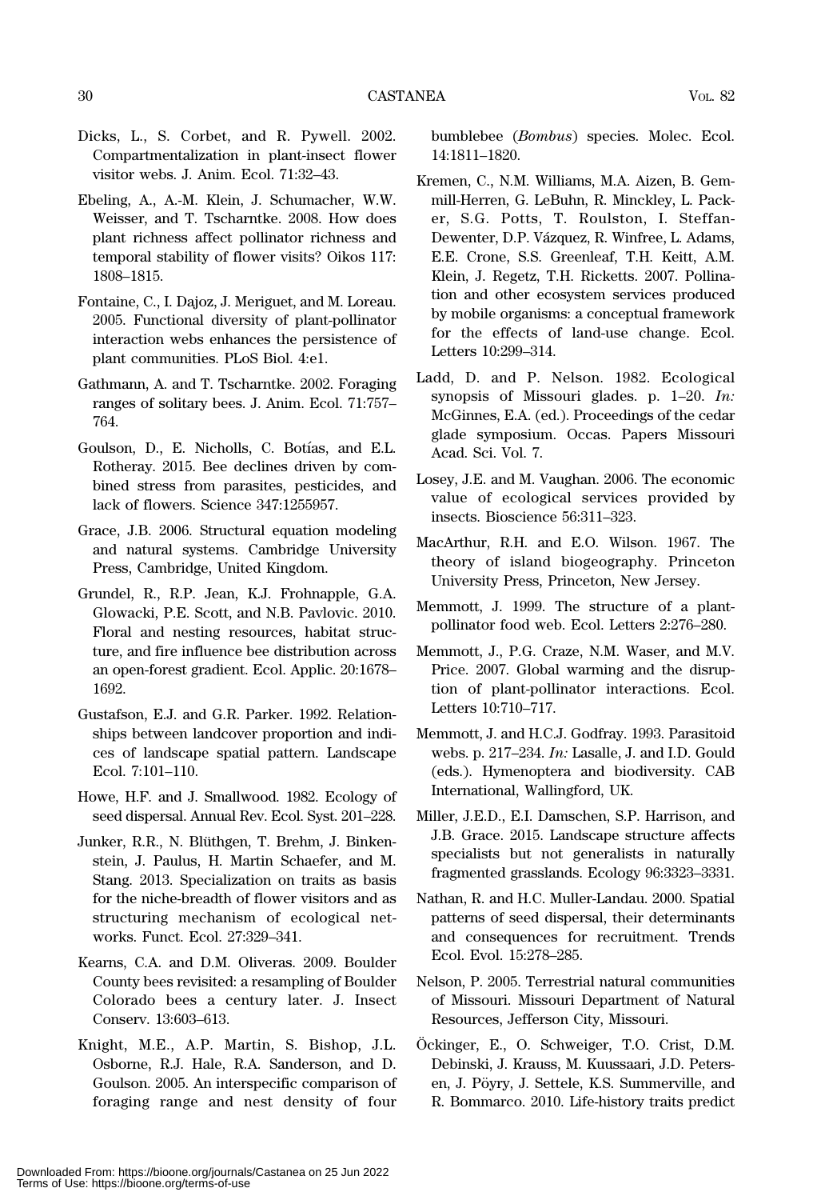Dicks, L., S. Corbet, and R. Pywell. 2002. Compartmentalization in plant-insect flower visitor webs. J. Anim. Ecol. 71:32–43.

Ebeling, A., A.-M. Klein, J. Schumacher, W.W. Weisser, and T. Tscharntke. 2008. How does plant richness affect pollinator richness and temporal stability of flower visits? Oikos 117: 1808–1815.

Fontaine, C., I. Dajoz, J. Meriguet, and M. Loreau. 2005. Functional diversity of plant-pollinator interaction webs enhances the persistence of plant communities. PLoS Biol. 4:e1.

Gathmann, A. and T. Tscharntke. 2002. Foraging ranges of solitary bees. J. Anim. Ecol. 71:757–764.

Goulson, D., E. Nicholls, C. Botías, and E.L. Rotheray. 2015. Bee declines driven by combined stress from parasites, pesticides, and lack of flowers. Science 347:1255957.

Grace, J.B. 2006. Structural equation modeling and natural systems. Cambridge University Press, Cambridge, United Kingdom.

Grundel, R., R.P. Jean, K.J. Frohnapple, G.A. Glowacki, P.E. Scott, and N.B. Pavlovic. 2010. Floral and nesting resources, habitat structure, and fire influence bee distribution across an open-forest gradient. Ecol. Applic. 20:1678–1692.

Gustafson, E.J. and G.R. Parker. 1992. Relationships between landcover proportion and indices of landscape spatial pattern. Landscape Ecol. 7:101–110.

Howe, H.F. and J. Smallwood. 1982. Ecology of seed dispersal. Annual Rev. Ecol. Syst. 201–228.

Junker, R.R., N. Blüthgen, T. Brehm, J. Binkenstein, J. Paulus, H. Martin Schaefer, and M. Stang. 2013. Specialization on traits as basis for the niche-breadth of flower visitors and as structuring mechanism of ecological networks. Funct. Ecol. 27:329–341.

Kearns, C.A. and D.M. Oliveras. 2009. Boulder County bees revisited: a resampling of Boulder Colorado bees a century later. J. Insect Conserv. 13:603–613.

Knight, M.E., A.P. Martin, S. Bishop, J.L. Osborne, R.J. Hale, R.A. Sanderson, and D. Goulson. 2005. An interspecific comparison of foraging range and nest density of four bumblebee (*Bombus*) species. Molec. Ecol. 14:1811–1820.

Kremen, C., N.M. Williams, M.A. Aizen, B. Gemmill-Herren, G. LeBuhn, R. Minckley, L. Packer, S.G. Potts, T. Roulston, I. Steffan-Dewenter, D.P. Vázquez, R. Winfree, L. Adams, E.E. Crone, S.S. Greenleaf, T.H. Keitt, A.M. Klein, J. Regetz, T.H. Ricketts. 2007. Pollination and other ecosystem services produced by mobile organisms: a conceptual framework for the effects of land-use change. Ecol. Letters 10:299–314.

Ladd, D. and P. Nelson. 1982. Ecological synopsis of Missouri glades. p. 1–20. *In:* McGinnes, E.A. (ed.). Proceedings of the cedar glade symposium. Occas. Papers Missouri Acad. Sci. Vol. 7.

Losey, J.E. and M. Vaughan. 2006. The economic value of ecological services provided by insects. Bioscience 56:311–323.

MacArthur, R.H. and E.O. Wilson. 1967. The theory of island biogeography. Princeton University Press, Princeton, New Jersey.

Memmott, J. 1999. The structure of a plant-pollinator food web. Ecol. Letters 2:276–280.

Memmott, J., P.G. Craze, N.M. Waser, and M.V. Price. 2007. Global warming and the disruption of plant-pollinator interactions. Ecol. Letters 10:710–717.

Memmott, J. and H.C.J. Godfray. 1993. Parasitoid webs. p. 217–234. *In:* Lasalle, J. and I.D. Gould (eds.). Hymenoptera and biodiversity. CAB International, Wallingford, UK.

Miller, J.E.D., E.I. Damschen, S.P. Harrison, and J.B. Grace. 2015. Landscape structure affects specialists but not generalists in naturally fragmented grasslands. Ecology 96:3323–3331.

Nathan, R. and H.C. Muller-Landau. 2000. Spatial patterns of seed dispersal, their determinants and consequences for recruitment. Trends Ecol. Evol. 15:278–285.

Nelson, P. 2005. Terrestrial natural communities of Missouri. Missouri Department of Natural Resources, Jefferson City, Missouri.

Öckinger, E., O. Schweiger, T.O. Crist, D.M. Debinski, J. Krauss, M. Kuussaari, J.D. Petersen, J. Pöyry, J. Settele, K.S. Summerville, and R. Bommarco. 2010. Life-history traits predict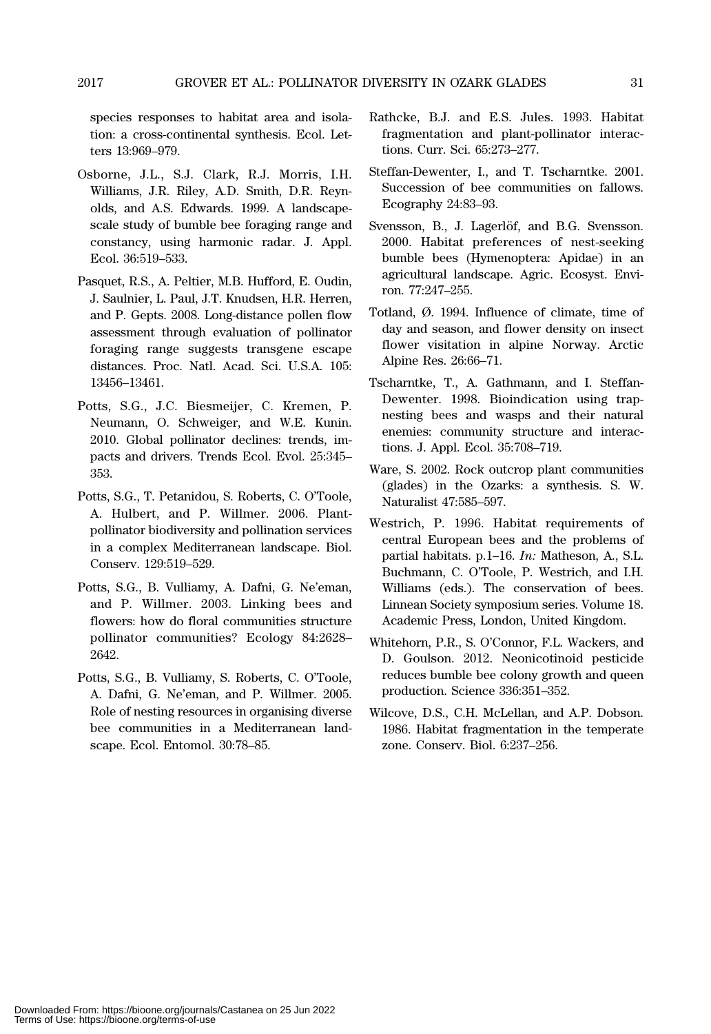species responses to habitat area and isolation: a cross-continental synthesis. Ecol. Letters 13:969–979.

Osborne, J.L., S.J. Clark, R.J. Morris, I.H. Williams, J.R. Riley, A.D. Smith, D.R. Reynolds, and A.S. Edwards. 1999. A landscape-scale study of bumble bee foraging range and constancy, using harmonic radar. J. Appl. Ecol. 36:519–533.

Pasquet, R.S., A. Peltier, M.B. Hufford, E. Oudin, J. Saulnier, L. Paul, J.T. Knudsen, H.R. Herren, and P. Gepts. 2008. Long-distance pollen flow assessment through evaluation of pollinator foraging range suggests transgene escape distances. Proc. Natl. Acad. Sci. U.S.A. 105: 13456–13461.

Potts, S.G., J.C. Biesmeijer, C. Kremen, P. Neumann, O. Schweiger, and W.E. Kunin. 2010. Global pollinator declines: trends, impacts and drivers. Trends Ecol. Evol. 25:345–353.

Potts, S.G., T. Petanidou, S. Roberts, C. O'Toole, A. Hulbert, and P. Willmer. 2006. Plant-pollinator biodiversity and pollination services in a complex Mediterranean landscape. Biol. Conserv. 129:519–529.

Potts, S.G., B. Vulliamy, A. Dafni, G. Ne'eman, and P. Willmer. 2003. Linking bees and flowers: how do floral communities structure pollinator communities? Ecology 84:2628–2642.

Potts, S.G., B. Vulliamy, S. Roberts, C. O'Toole, A. Dafni, G. Ne'eman, and P. Willmer. 2005. Role of nesting resources in organising diverse bee communities in a Mediterranean landscape. Ecol. Entomol. 30:78–85.

Rathcke, B.J. and E.S. Jules. 1993. Habitat fragmentation and plant-pollinator interactions. Curr. Sci. 65:273–277.

Steffan-Dewenter, I., and T. Tscharntke. 2001. Succession of bee communities on fallows. Ecography 24:83–93.

Svensson, B., J. Lagerlöf, and B.G. Svensson. 2000. Habitat preferences of nest-seeking bumble bees (Hymenoptera: Apidae) in an agricultural landscape. Agric. Ecosyst. Environ. 77:247–255.

Totland, Ø. 1994. Influence of climate, time of day and season, and flower density on insect flower visitation in alpine Norway. Arctic Alpine Res. 26:66–71.

Tscharntke, T., A. Gathmann, and I. Steffan-Dewenter. 1998. Bioindication using trap-nesting bees and wasps and their natural enemies: community structure and interactions. J. Appl. Ecol. 35:708–719.

Ware, S. 2002. Rock outcrop plant communities (glades) in the Ozarks: a synthesis. S. W. Naturalist 47:585–597.

Westrich, P. 1996. Habitat requirements of central European bees and the problems of partial habitats. p.1–16. *In:* Matheson, A., S.L. Buchmann, C. O'Toole, P. Westrich, and I.H. Williams (eds.). The conservation of bees. Linnean Society symposium series. Volume 18. Academic Press, London, United Kingdom.

Whitehorn, P.R., S. O'Connor, F.L. Wackers, and D. Goulson. 2012. Neonicotinoid pesticide reduces bumble bee colony growth and queen production. Science 336:351–352.

Wilcove, D.S., C.H. McLellan, and A.P. Dobson. 1986. Habitat fragmentation in the temperate zone. Conserv. Biol. 6:237–256.